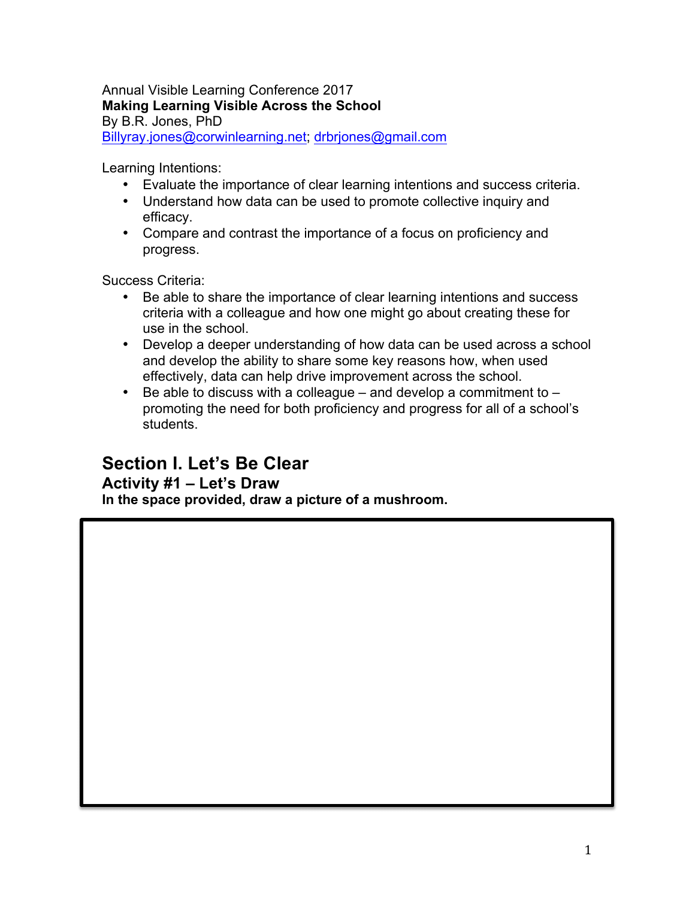Annual Visible Learning Conference 2017

**Making Learning Visible Across the School**

By B.R. Jones, PhD

Billyray.jones@corwinlearning.net; drbrjones@gmail.com

Learning Intentions:

- Evaluate the importance of clear learning intentions and success criteria.
- Understand how data can be used to promote collective inquiry and efficacy.
- Compare and contrast the importance of a focus on proficiency and progress.

Success Criteria:

- Be able to share the importance of clear learning intentions and success criteria with a colleague and how one might go about creating these for use in the school.
- Develop a deeper understanding of how data can be used across a school and develop the ability to share some key reasons how, when used effectively, data can help drive improvement across the school.
- Be able to discuss with a colleague – and develop a commitment to – promoting the need for both proficiency and progress for all of a school's students.

# Section I. Let's Be Clear

## Activity #1 – Let's Draw

**In the space provided, draw a picture of a mushroom.**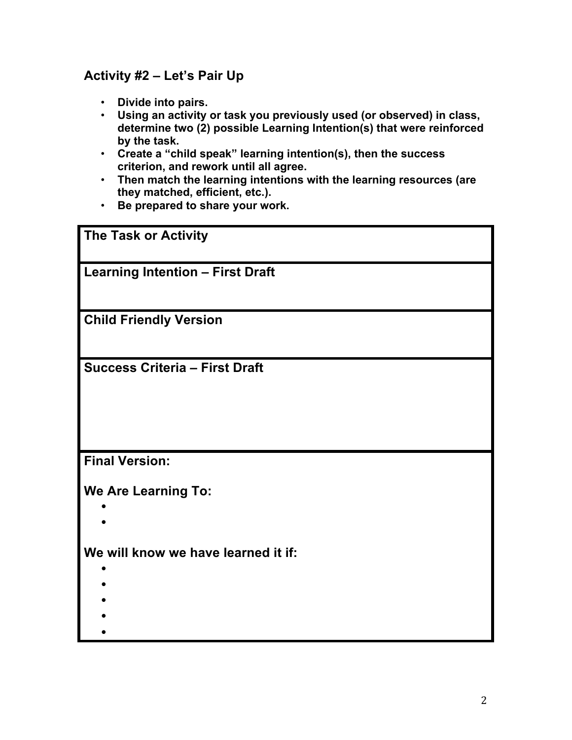## Activity #2 – Let's Pair Up

- **Divide into pairs.**
- **Using an activity or task you previously used (or observed) in class, determine two (2) possible Learning Intention(s) that were reinforced by the task.**
- **Create a "child speak" learning intention(s), then the success criterion, and rework until all agree.**
- **Then match the learning intentions with the learning resources (are they matched, efficient, etc.).**
- **Be prepared to share your work.**

| **The Task or Activity** |
|---|
| **Learning Intention – First Draft** |
| **Child Friendly Version** |
| **Success Criteria – First Draft** |
| **Final Version:**<br><br>**We Are Learning To:**<br>•<br>•<br><br>**We will know we have learned it if:**<br>•<br>•<br>•<br>•<br>• |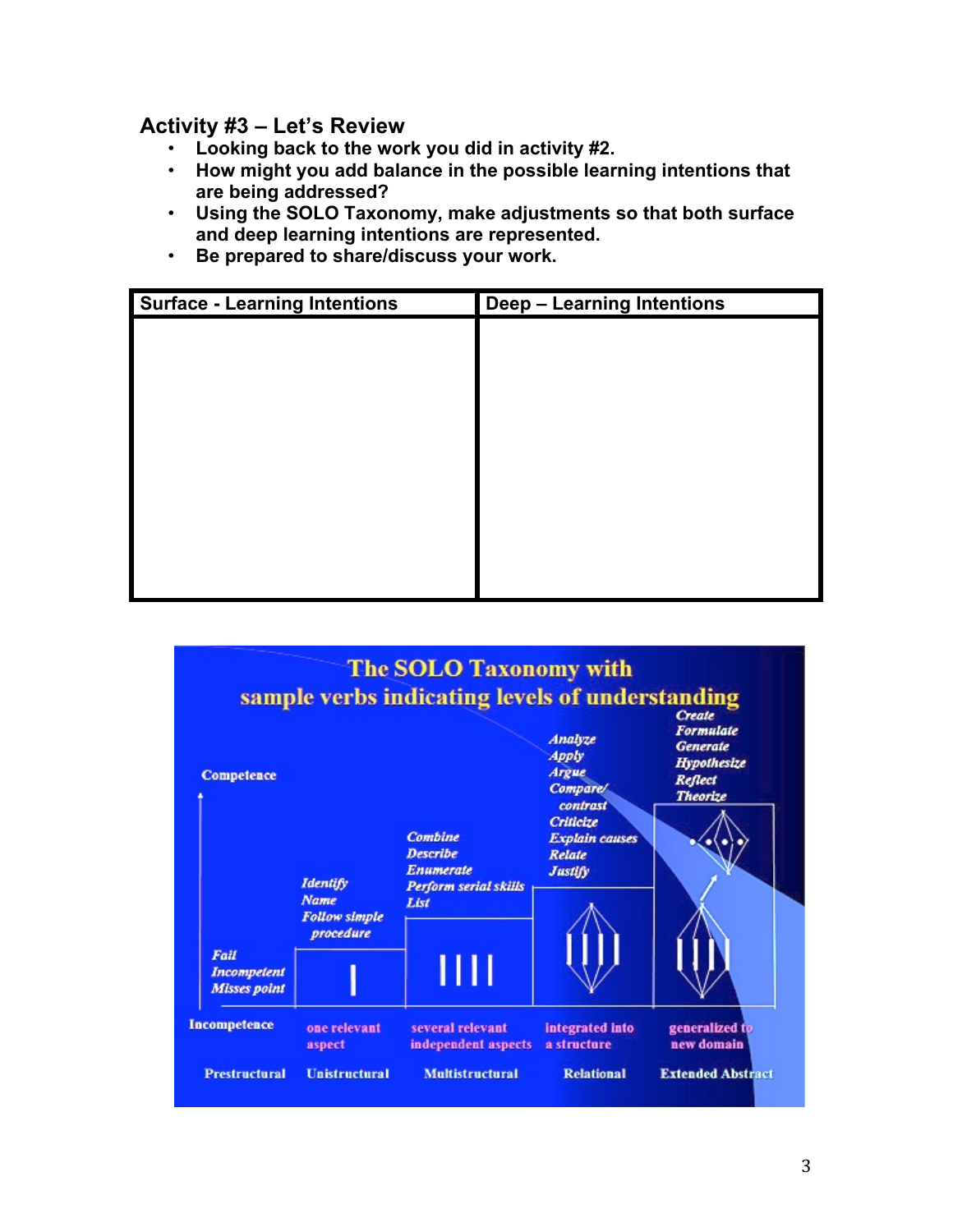### Activity #3 – Let's Review

- **Looking back to the work you did in activity #2.**
- **How might you add balance in the possible learning intentions that are being addressed?**
- **Using the SOLO Taxonomy, make adjustments so that both surface and deep learning intentions are represented.**
- **Be prepared to share/discuss your work.**

| Surface - Learning Intentions | Deep – Learning Intentions |
|---|---|
| | |

**The SOLO Taxonomy with sample verbs indicating levels of understanding**

Competence ↑

| Prestructural | Unistructural | Multistructural | Relational | Extended Abstract |
|---|---|---|---|---|
| *Fail* | *Identify* | *Combine* | *Analyze* | *Create* |
| *Incompetent* | *Name* | *Describe* | *Apply* | *Formulate* |
| *Misses point* | *Follow simple procedure* | *Enumerate* | *Argue* | *Generate* |
| | | *Perform serial skills* | *Compare/contrast* | *Hypothesize* |
| | | *List* | *Criticize* | *Reflect* |
| | | | *Explain causes* | *Theorize* |
| | | | *Relate* | |
| | | | *Justify* | |
| Incompetence | one relevant aspect | several relevant independent aspects | integrated into a structure | generalized to new domain |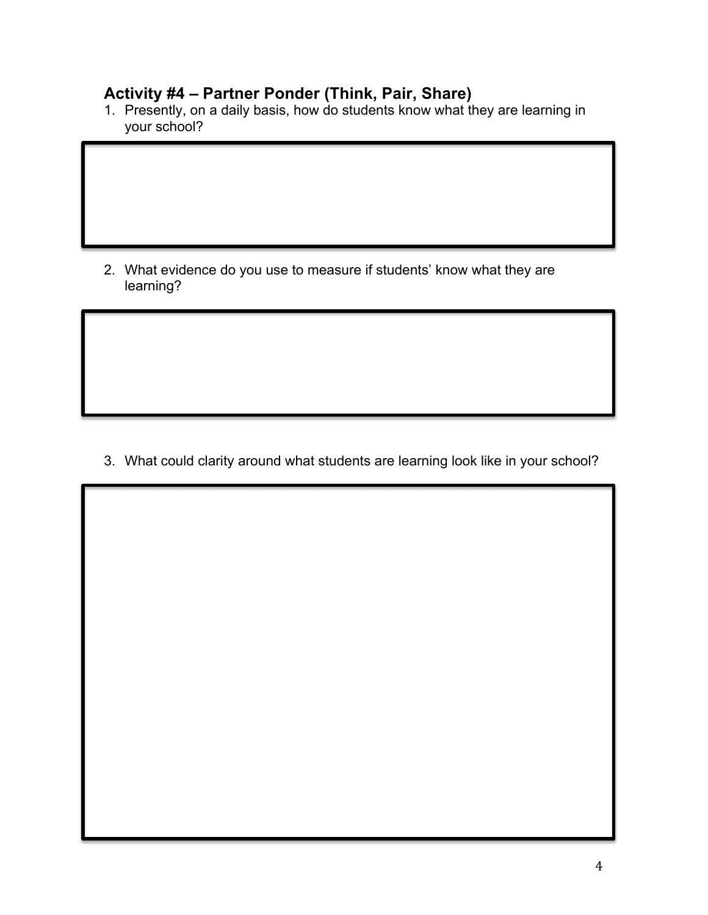### Activity #4 – Partner Ponder (Think, Pair, Share)

1. Presently, on a daily basis, how do students know what they are learning in your school?

2. What evidence do you use to measure if students' know what they are learning?

3. What could clarity around what students are learning look like in your school?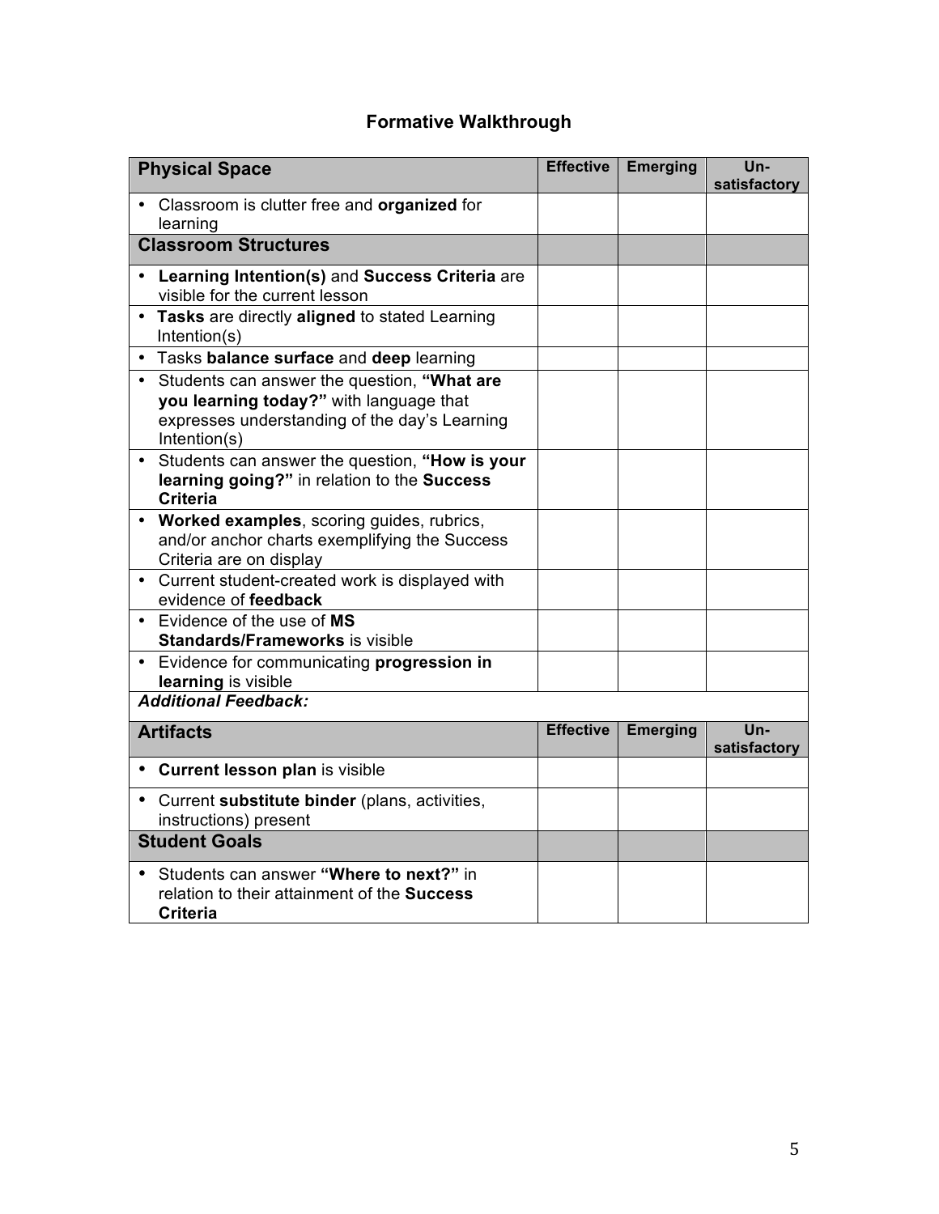## Formative Walkthrough

| **Physical Space** | **Effective** | **Emerging** | **Un-satisfactory** |
|---|---|---|---|
| • Classroom is clutter free and **organized** for learning | | | |
| **Classroom Structures** | | | |
| • **Learning Intention(s)** and **Success Criteria** are visible for the current lesson | | | |
| • **Tasks** are directly **aligned** to stated Learning Intention(s) | | | |
| • Tasks **balance surface** and **deep** learning | | | |
| • Students can answer the question, **"What are you learning today?"** with language that expresses understanding of the day's Learning Intention(s) | | | |
| • Students can answer the question, **"How is your learning going?"** in relation to the **Success Criteria** | | | |
| • **Worked examples**, scoring guides, rubrics, and/or anchor charts exemplifying the Success Criteria are on display | | | |
| • Current student-created work is displayed with evidence of **feedback** | | | |
| • Evidence of the use of **MS Standards/Frameworks** is visible | | | |
| • Evidence for communicating **progression in learning** is visible | | | |
| ***Additional Feedback:*** | | | |

| **Artifacts** | **Effective** | **Emerging** | **Un-satisfactory** |
|---|---|---|---|
| • **Current lesson plan** is visible | | | |
| • Current **substitute binder** (plans, activities, instructions) present | | | |
| **Student Goals** | | | |
| • Students can answer **"Where to next?"** in relation to their attainment of the **Success Criteria** | | | |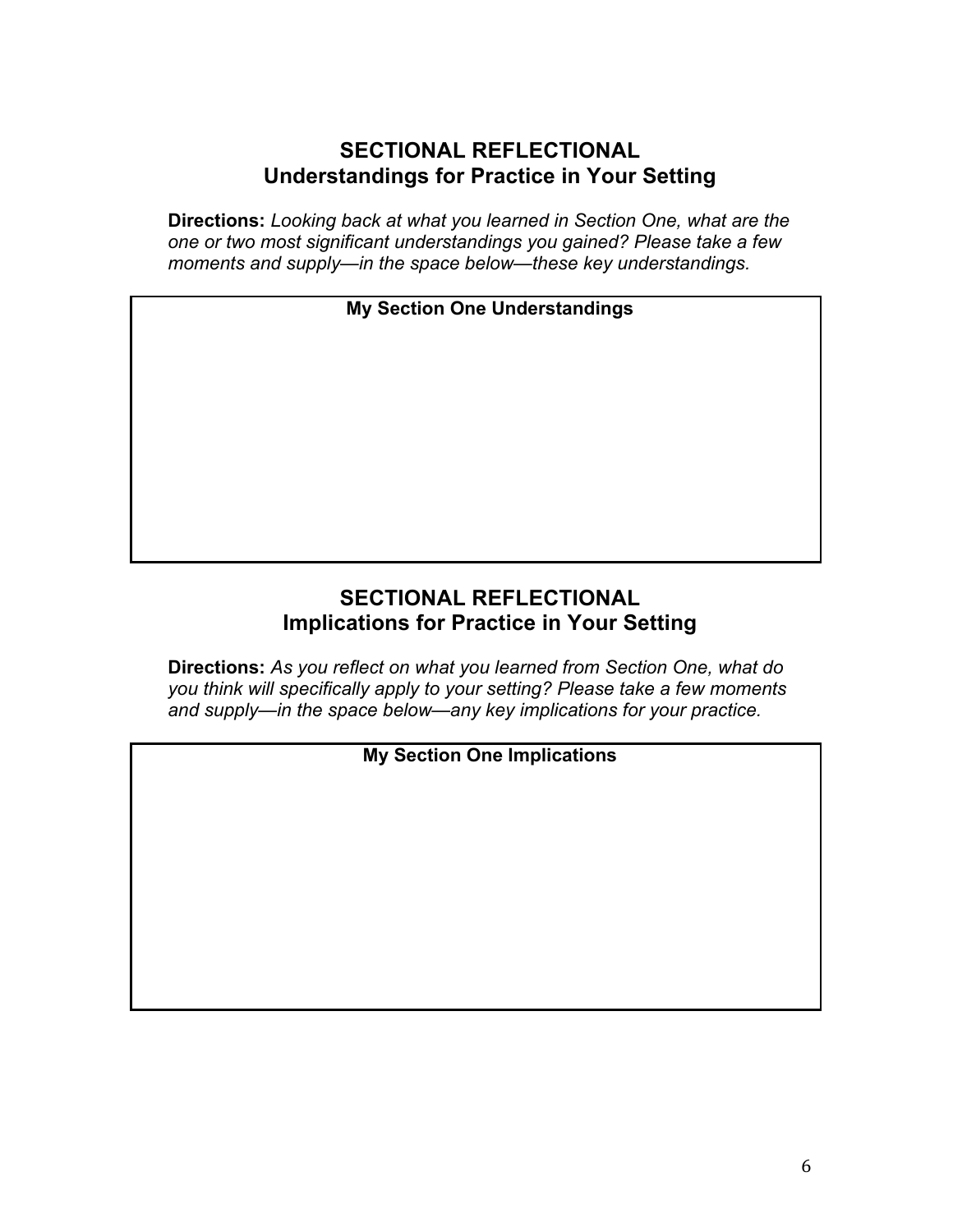## SECTIONAL REFLECTIONAL
## Understandings for Practice in Your Setting

**Directions:** *Looking back at what you learned in Section One, what are the one or two most significant understandings you gained? Please take a few moments and supply—in the space below—these key understandings.*

| **My Section One Understandings** |
|---|
| |

## SECTIONAL REFLECTIONAL
## Implications for Practice in Your Setting

**Directions:** *As you reflect on what you learned from Section One, what do you think will specifically apply to your setting? Please take a few moments and supply—in the space below—any key implications for your practice.*

| **My Section One Implications** |
|---|
| |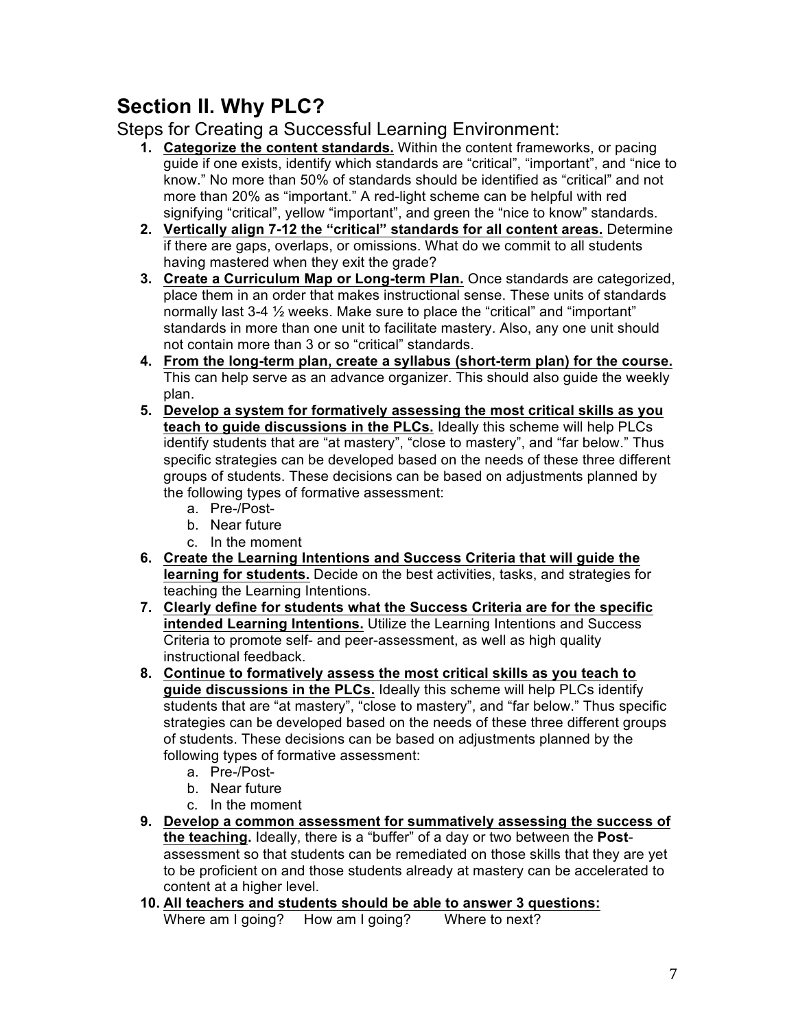## Section II. Why PLC?

Steps for Creating a Successful Learning Environment:

1. **Categorize the content standards.** Within the content frameworks, or pacing guide if one exists, identify which standards are "critical", "important", and "nice to know." No more than 50% of standards should be identified as "critical" and not more than 20% as "important." A red-light scheme can be helpful with red signifying "critical", yellow "important", and green the "nice to know" standards.
2. **Vertically align 7-12 the "critical" standards for all content areas.** Determine if there are gaps, overlaps, or omissions. What do we commit to all students having mastered when they exit the grade?
3. **Create a Curriculum Map or Long-term Plan.** Once standards are categorized, place them in an order that makes instructional sense. These units of standards normally last 3-4 ½ weeks. Make sure to place the "critical" and "important" standards in more than one unit to facilitate mastery. Also, any one unit should not contain more than 3 or so "critical" standards.
4. **From the long-term plan, create a syllabus (short-term plan) for the course.** This can help serve as an advance organizer. This should also guide the weekly plan.
5. **Develop a system for formatively assessing the most critical skills as you teach to guide discussions in the PLCs.** Ideally this scheme will help PLCs identify students that are "at mastery", "close to mastery", and "far below." Thus specific strategies can be developed based on the needs of these three different groups of students. These decisions can be based on adjustments planned by the following types of formative assessment:
   a. Pre-/Post-
   b. Near future
   c. In the moment
6. **Create the Learning Intentions and Success Criteria that will guide the learning for students.** Decide on the best activities, tasks, and strategies for teaching the Learning Intentions.
7. **Clearly define for students what the Success Criteria are for the specific intended Learning Intentions.** Utilize the Learning Intentions and Success Criteria to promote self- and peer-assessment, as well as high quality instructional feedback.
8. **Continue to formatively assess the most critical skills as you teach to guide discussions in the PLCs.** Ideally this scheme will help PLCs identify students that are "at mastery", "close to mastery", and "far below." Thus specific strategies can be developed based on the needs of these three different groups of students. These decisions can be based on adjustments planned by the following types of formative assessment:
   a. Pre-/Post-
   b. Near future
   c. In the moment
9. **Develop a common assessment for summatively assessing the success of the teaching.** Ideally, there is a "buffer" of a day or two between the **Post**-assessment so that students can be remediated on those skills that they are yet to be proficient on and those students already at mastery can be accelerated to content at a higher level.
10. **All teachers and students should be able to answer 3 questions:**
    Where am I going? How am I going? Where to next?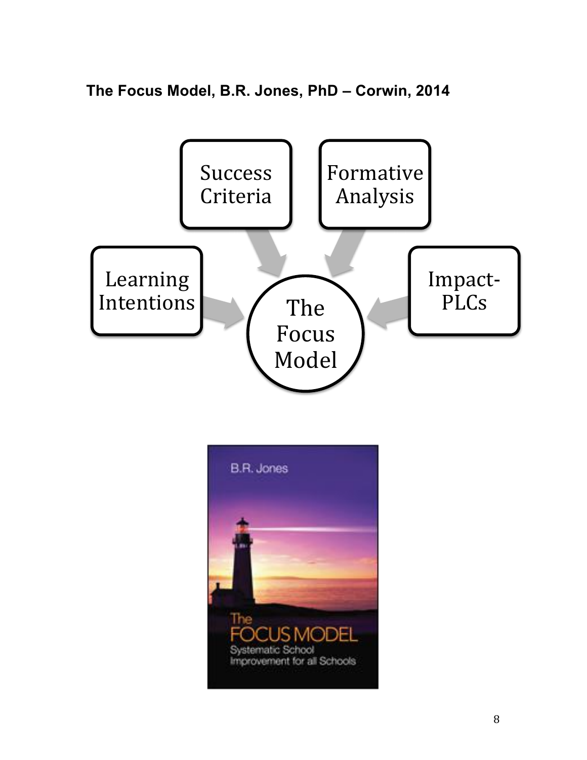**The Focus Model, B.R. Jones, PhD – Corwin, 2014**

- Learning Intentions
- Success Criteria
- Formative Analysis
- Impact-PLCs

→ The Focus Model

B.R. Jones

The FOCUS MODEL

Systematic School Improvement for all Schools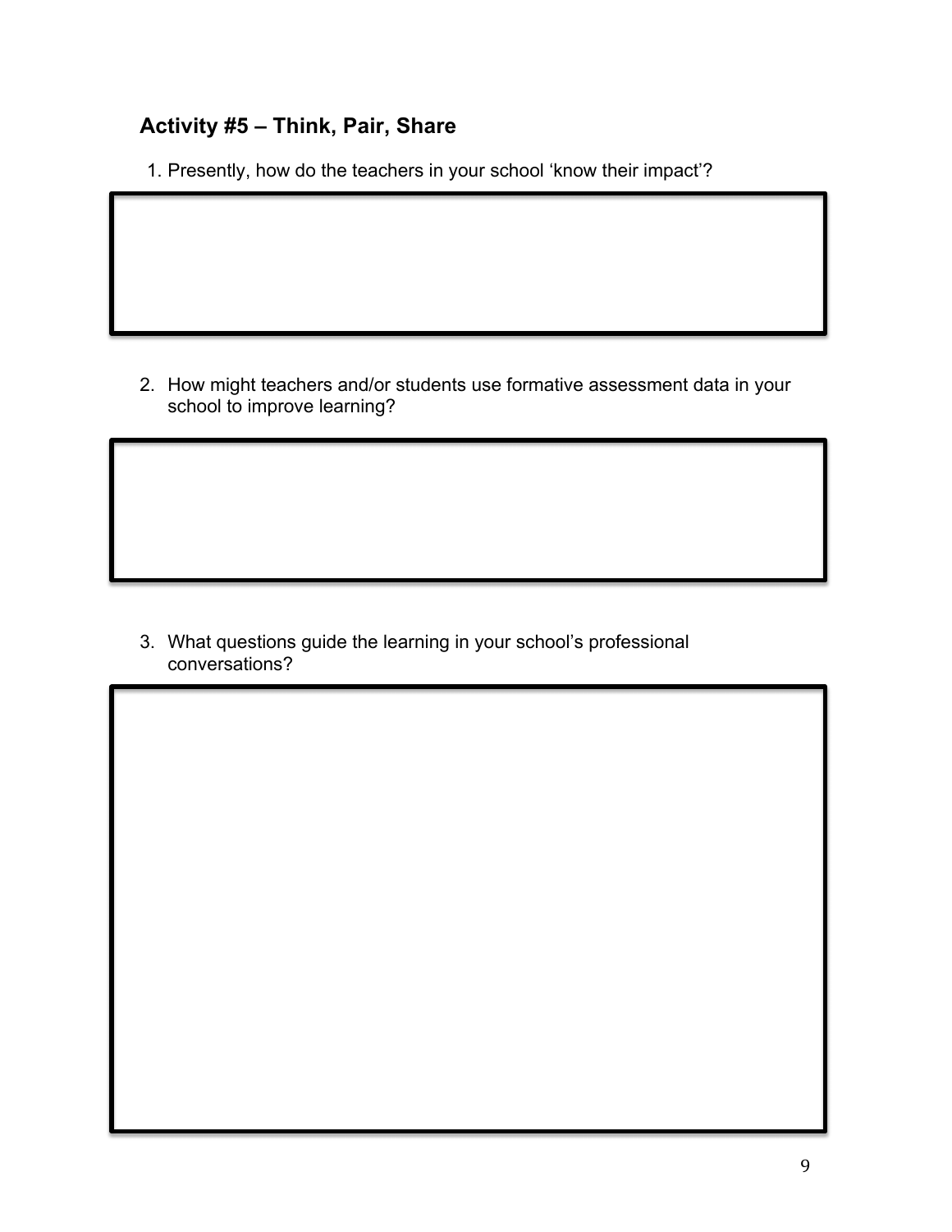## Activity #5 – Think, Pair, Share

1. Presently, how do the teachers in your school 'know their impact'?

2. How might teachers and/or students use formative assessment data in your school to improve learning?

3. What questions guide the learning in your school's professional conversations?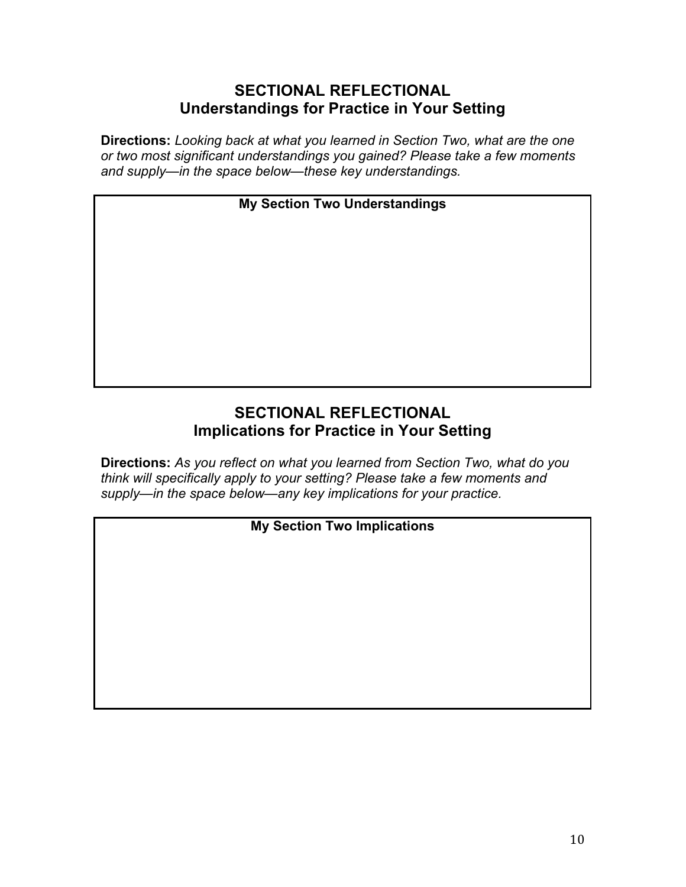## SECTIONAL REFLECTIONAL
## Understandings for Practice in Your Setting

**Directions:** *Looking back at what you learned in Section Two, what are the one or two most significant understandings you gained? Please take a few moments and supply—in the space below—these key understandings.*

| **My Section Two Understandings** |
| --- |
| |

## SECTIONAL REFLECTIONAL
## Implications for Practice in Your Setting

**Directions:** *As you reflect on what you learned from Section Two, what do you think will specifically apply to your setting? Please take a few moments and supply—in the space below—any key implications for your practice.*

| **My Section Two Implications** |
| --- |
| |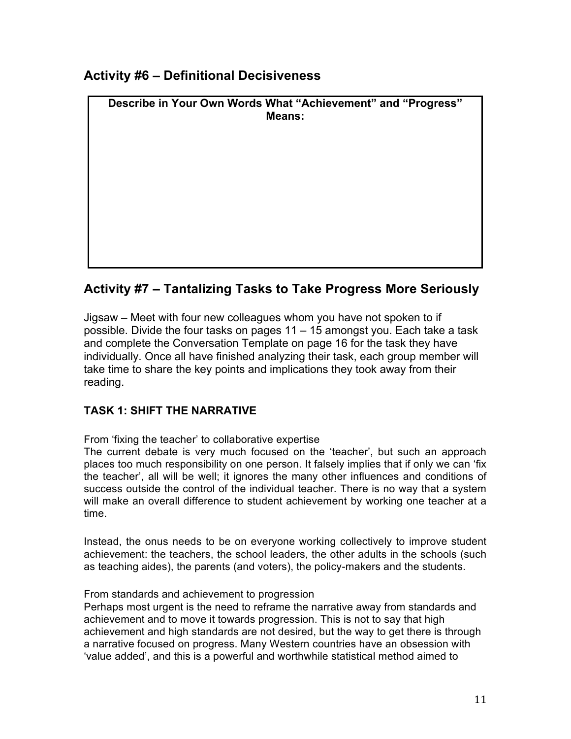## Activity #6 – Definitional Decisiveness

| Describe in Your Own Words What "Achievement" and "Progress" Means: |
| --- |
| |

## Activity #7 – Tantalizing Tasks to Take Progress More Seriously

Jigsaw – Meet with four new colleagues whom you have not spoken to if possible. Divide the four tasks on pages 11 – 15 amongst you. Each take a task and complete the Conversation Template on page 16 for the task they have individually. Once all have finished analyzing their task, each group member will take time to share the key points and implications they took away from their reading.

### TASK 1: SHIFT THE NARRATIVE

From 'fixing the teacher' to collaborative expertise

The current debate is very much focused on the 'teacher', but such an approach places too much responsibility on one person. It falsely implies that if only we can 'fix the teacher', all will be well; it ignores the many other influences and conditions of success outside the control of the individual teacher. There is no way that a system will make an overall difference to student achievement by working one teacher at a time.

Instead, the onus needs to be on everyone working collectively to improve student achievement: the teachers, the school leaders, the other adults in the schools (such as teaching aides), the parents (and voters), the policy-makers and the students.

From standards and achievement to progression

Perhaps most urgent is the need to reframe the narrative away from standards and achievement and to move it towards progression. This is not to say that high achievement and high standards are not desired, but the way to get there is through a narrative focused on progress. Many Western countries have an obsession with 'value added', and this is a powerful and worthwhile statistical method aimed to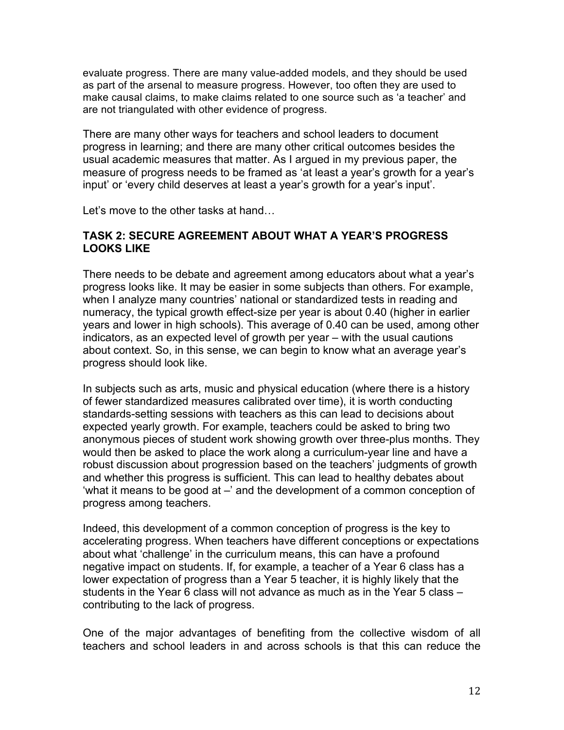evaluate progress. There are many value-added models, and they should be used as part of the arsenal to measure progress. However, too often they are used to make causal claims, to make claims related to one source such as 'a teacher' and are not triangulated with other evidence of progress.

There are many other ways for teachers and school leaders to document progress in learning; and there are many other critical outcomes besides the usual academic measures that matter. As I argued in my previous paper, the measure of progress needs to be framed as 'at least a year's growth for a year's input' or 'every child deserves at least a year's growth for a year's input'.

Let's move to the other tasks at hand…

### TASK 2: SECURE AGREEMENT ABOUT WHAT A YEAR'S PROGRESS LOOKS LIKE

There needs to be debate and agreement among educators about what a year's progress looks like. It may be easier in some subjects than others. For example, when I analyze many countries' national or standardized tests in reading and numeracy, the typical growth effect-size per year is about 0.40 (higher in earlier years and lower in high schools). This average of 0.40 can be used, among other indicators, as an expected level of growth per year – with the usual cautions about context. So, in this sense, we can begin to know what an average year's progress should look like.

In subjects such as arts, music and physical education (where there is a history of fewer standardized measures calibrated over time), it is worth conducting standards-setting sessions with teachers as this can lead to decisions about expected yearly growth. For example, teachers could be asked to bring two anonymous pieces of student work showing growth over three-plus months. They would then be asked to place the work along a curriculum-year line and have a robust discussion about progression based on the teachers' judgments of growth and whether this progress is sufficient. This can lead to healthy debates about 'what it means to be good at –' and the development of a common conception of progress among teachers.

Indeed, this development of a common conception of progress is the key to accelerating progress. When teachers have different conceptions or expectations about what 'challenge' in the curriculum means, this can have a profound negative impact on students. If, for example, a teacher of a Year 6 class has a lower expectation of progress than a Year 5 teacher, it is highly likely that the students in the Year 6 class will not advance as much as in the Year 5 class – contributing to the lack of progress.

One of the major advantages of benefiting from the collective wisdom of all teachers and school leaders in and across schools is that this can reduce the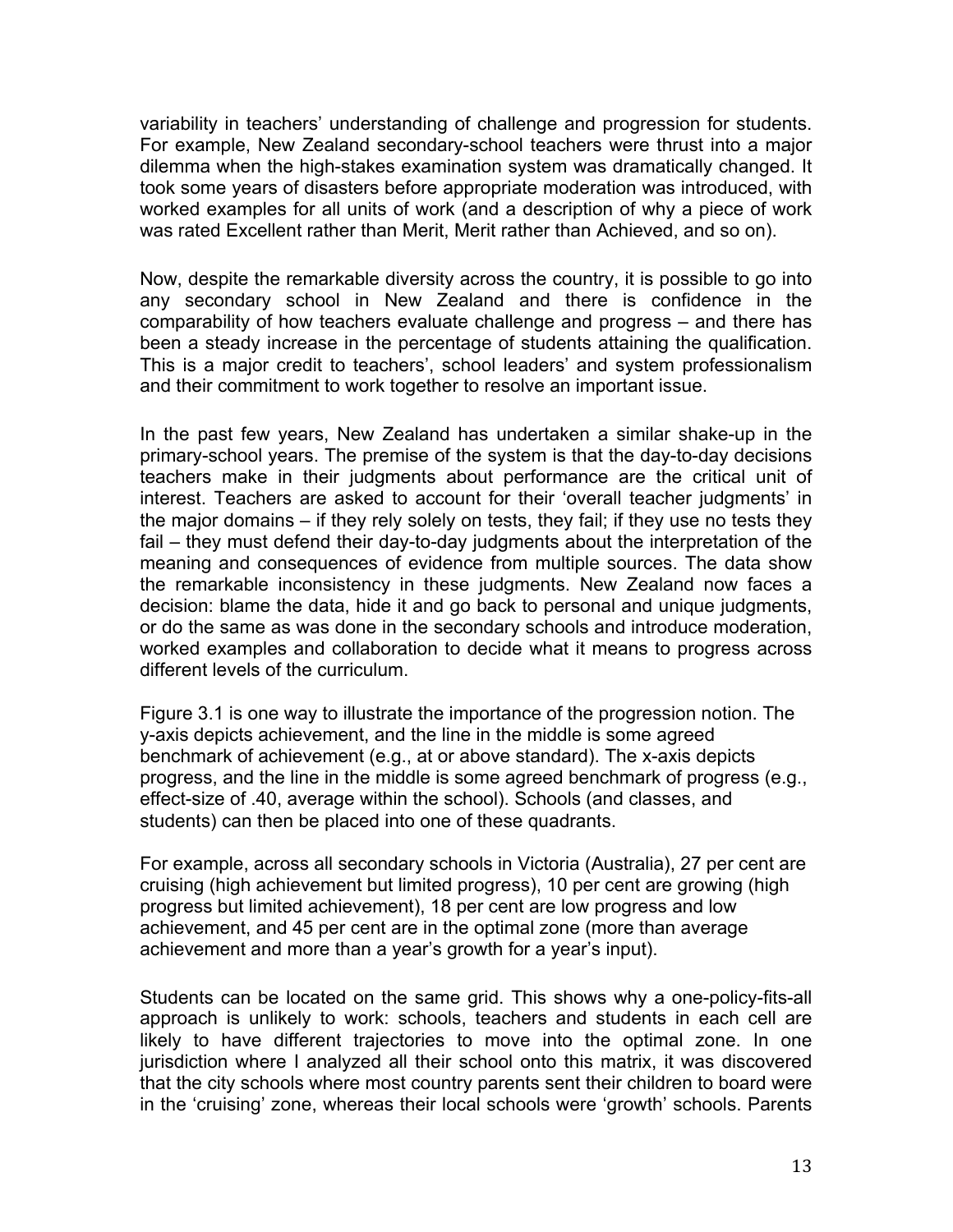variability in teachers' understanding of challenge and progression for students. For example, New Zealand secondary-school teachers were thrust into a major dilemma when the high-stakes examination system was dramatically changed. It took some years of disasters before appropriate moderation was introduced, with worked examples for all units of work (and a description of why a piece of work was rated Excellent rather than Merit, Merit rather than Achieved, and so on).

Now, despite the remarkable diversity across the country, it is possible to go into any secondary school in New Zealand and there is confidence in the comparability of how teachers evaluate challenge and progress – and there has been a steady increase in the percentage of students attaining the qualification. This is a major credit to teachers', school leaders' and system professionalism and their commitment to work together to resolve an important issue.

In the past few years, New Zealand has undertaken a similar shake-up in the primary-school years. The premise of the system is that the day-to-day decisions teachers make in their judgments about performance are the critical unit of interest. Teachers are asked to account for their 'overall teacher judgments' in the major domains – if they rely solely on tests, they fail; if they use no tests they fail – they must defend their day-to-day judgments about the interpretation of the meaning and consequences of evidence from multiple sources. The data show the remarkable inconsistency in these judgments. New Zealand now faces a decision: blame the data, hide it and go back to personal and unique judgments, or do the same as was done in the secondary schools and introduce moderation, worked examples and collaboration to decide what it means to progress across different levels of the curriculum.

Figure 3.1 is one way to illustrate the importance of the progression notion. The y-axis depicts achievement, and the line in the middle is some agreed benchmark of achievement (e.g., at or above standard). The x-axis depicts progress, and the line in the middle is some agreed benchmark of progress (e.g., effect-size of .40, average within the school). Schools (and classes, and students) can then be placed into one of these quadrants.

For example, across all secondary schools in Victoria (Australia), 27 per cent are cruising (high achievement but limited progress), 10 per cent are growing (high progress but limited achievement), 18 per cent are low progress and low achievement, and 45 per cent are in the optimal zone (more than average achievement and more than a year's growth for a year's input).

Students can be located on the same grid. This shows why a one-policy-fits-all approach is unlikely to work: schools, teachers and students in each cell are likely to have different trajectories to move into the optimal zone. In one jurisdiction where I analyzed all their school onto this matrix, it was discovered that the city schools where most country parents sent their children to board were in the 'cruising' zone, whereas their local schools were 'growth' schools. Parents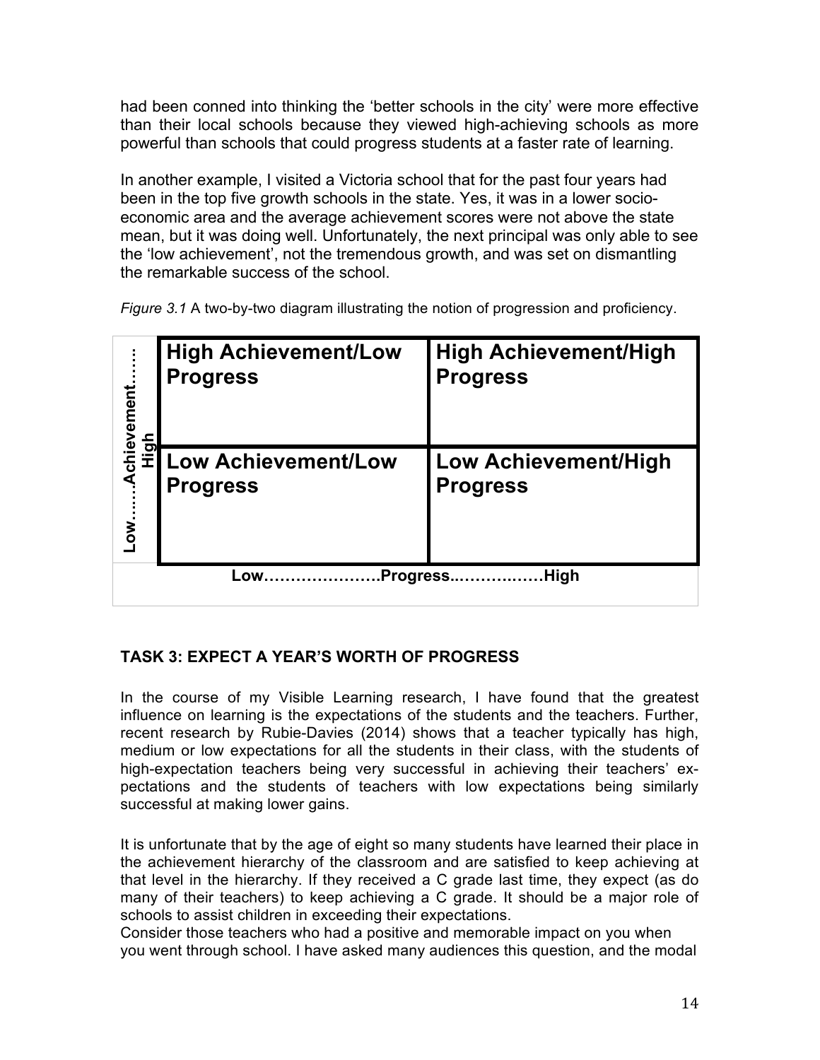had been conned into thinking the 'better schools in the city' were more effective than their local schools because they viewed high-achieving schools as more powerful than schools that could progress students at a faster rate of learning.

In another example, I visited a Victoria school that for the past four years had been in the top five growth schools in the state. Yes, it was in a lower socio-economic area and the average achievement scores were not above the state mean, but it was doing well. Unfortunately, the next principal was only able to see the 'low achievement', not the tremendous growth, and was set on dismantling the remarkable success of the school.

*Figure 3.1* A two-by-two diagram illustrating the notion of progression and proficiency.

| Low……Achievement……High | | |
|---|---|---|
| | **High Achievement/Low Progress** | **High Achievement/High Progress** |
| | **Low Achievement/Low Progress** | **Low Achievement/High Progress** |
| | **Low…………………Progress..……….……High** | |

## TASK 3: EXPECT A YEAR'S WORTH OF PROGRESS

In the course of my Visible Learning research, I have found that the greatest influence on learning is the expectations of the students and the teachers. Further, recent research by Rubie-Davies (2014) shows that a teacher typically has high, medium or low expectations for all the students in their class, with the students of high-expectation teachers being very successful in achieving their teachers' expectations and the students of teachers with low expectations being similarly successful at making lower gains.

It is unfortunate that by the age of eight so many students have learned their place in the achievement hierarchy of the classroom and are satisfied to keep achieving at that level in the hierarchy. If they received a C grade last time, they expect (as do many of their teachers) to keep achieving a C grade. It should be a major role of schools to assist children in exceeding their expectations.
Consider those teachers who had a positive and memorable impact on you when you went through school. I have asked many audiences this question, and the modal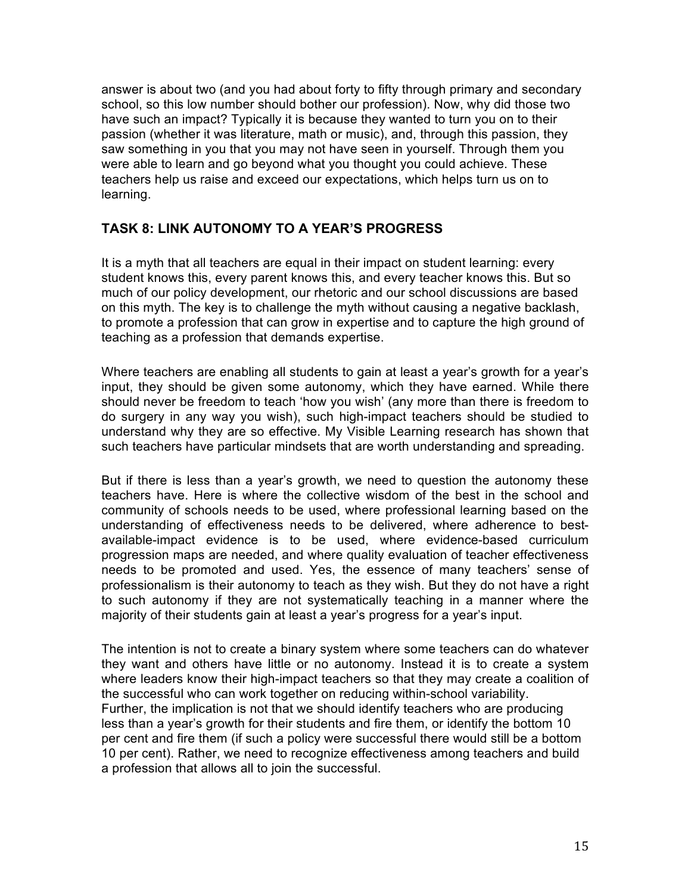answer is about two (and you had about forty to fifty through primary and secondary school, so this low number should bother our profession). Now, why did those two have such an impact? Typically it is because they wanted to turn you on to their passion (whether it was literature, math or music), and, through this passion, they saw something in you that you may not have seen in yourself. Through them you were able to learn and go beyond what you thought you could achieve. These teachers help us raise and exceed our expectations, which helps turn us on to learning.

## TASK 8: LINK AUTONOMY TO A YEAR'S PROGRESS

It is a myth that all teachers are equal in their impact on student learning: every student knows this, every parent knows this, and every teacher knows this. But so much of our policy development, our rhetoric and our school discussions are based on this myth. The key is to challenge the myth without causing a negative backlash, to promote a profession that can grow in expertise and to capture the high ground of teaching as a profession that demands expertise.

Where teachers are enabling all students to gain at least a year's growth for a year's input, they should be given some autonomy, which they have earned. While there should never be freedom to teach 'how you wish' (any more than there is freedom to do surgery in any way you wish), such high-impact teachers should be studied to understand why they are so effective. My Visible Learning research has shown that such teachers have particular mindsets that are worth understanding and spreading.

But if there is less than a year's growth, we need to question the autonomy these teachers have. Here is where the collective wisdom of the best in the school and community of schools needs to be used, where professional learning based on the understanding of effectiveness needs to be delivered, where adherence to best-available-impact evidence is to be used, where evidence-based curriculum progression maps are needed, and where quality evaluation of teacher effectiveness needs to be promoted and used. Yes, the essence of many teachers' sense of professionalism is their autonomy to teach as they wish. But they do not have a right to such autonomy if they are not systematically teaching in a manner where the majority of their students gain at least a year's progress for a year's input.

The intention is not to create a binary system where some teachers can do whatever they want and others have little or no autonomy. Instead it is to create a system where leaders know their high-impact teachers so that they may create a coalition of the successful who can work together on reducing within-school variability. Further, the implication is not that we should identify teachers who are producing less than a year's growth for their students and fire them, or identify the bottom 10 per cent and fire them (if such a policy were successful there would still be a bottom 10 per cent). Rather, we need to recognize effectiveness among teachers and build a profession that allows all to join the successful.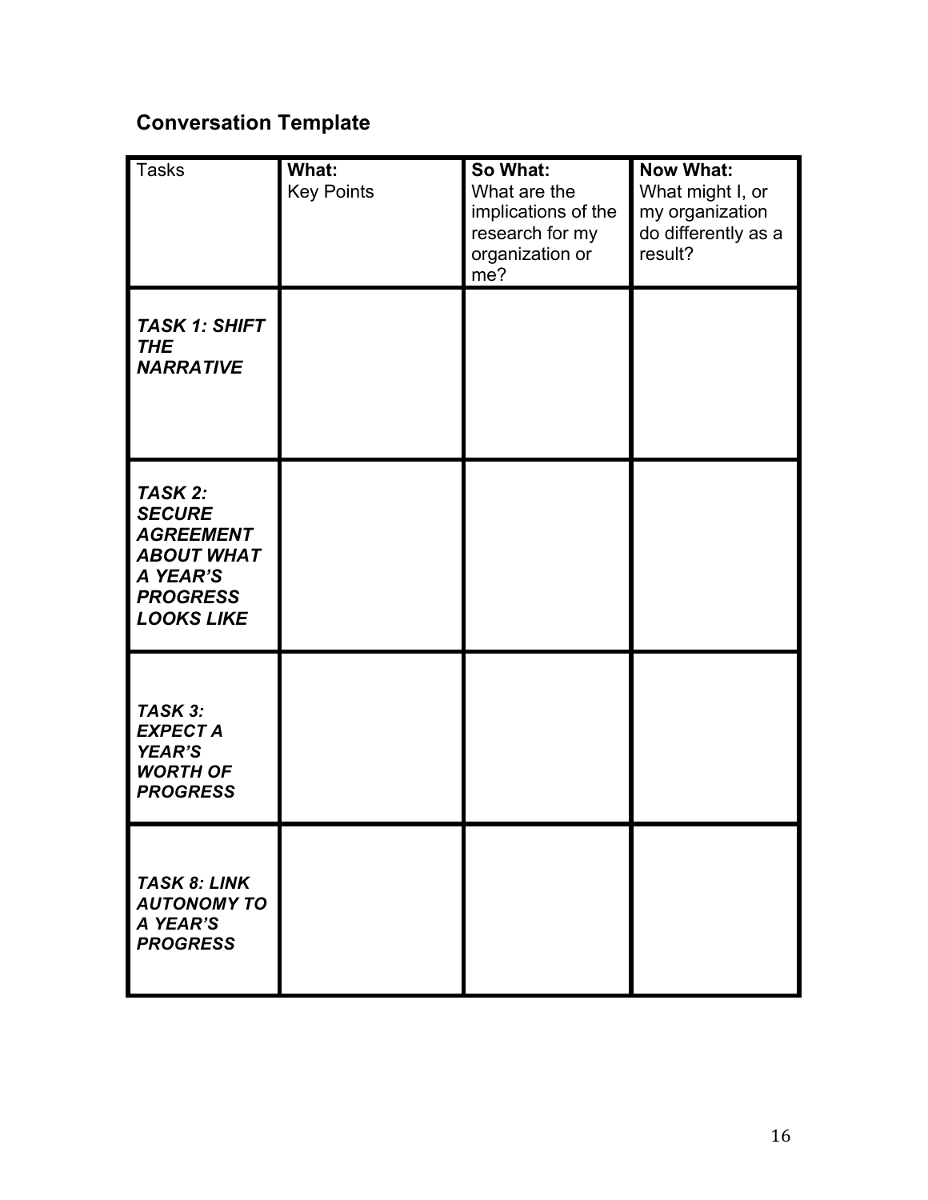## Conversation Template

| Tasks | **What:** Key Points | **So What:** What are the implications of the research for my organization or me? | **Now What:** What might I, or my organization do differently as a result? |
|---|---|---|---|
| ***TASK 1: SHIFT THE NARRATIVE*** | | | |
| ***TASK 2: SECURE AGREEMENT ABOUT WHAT A YEAR'S PROGRESS LOOKS LIKE*** | | | |
| ***TASK 3: EXPECT A YEAR'S WORTH OF PROGRESS*** | | | |
| ***TASK 8: LINK AUTONOMY TO A YEAR'S PROGRESS*** | | | |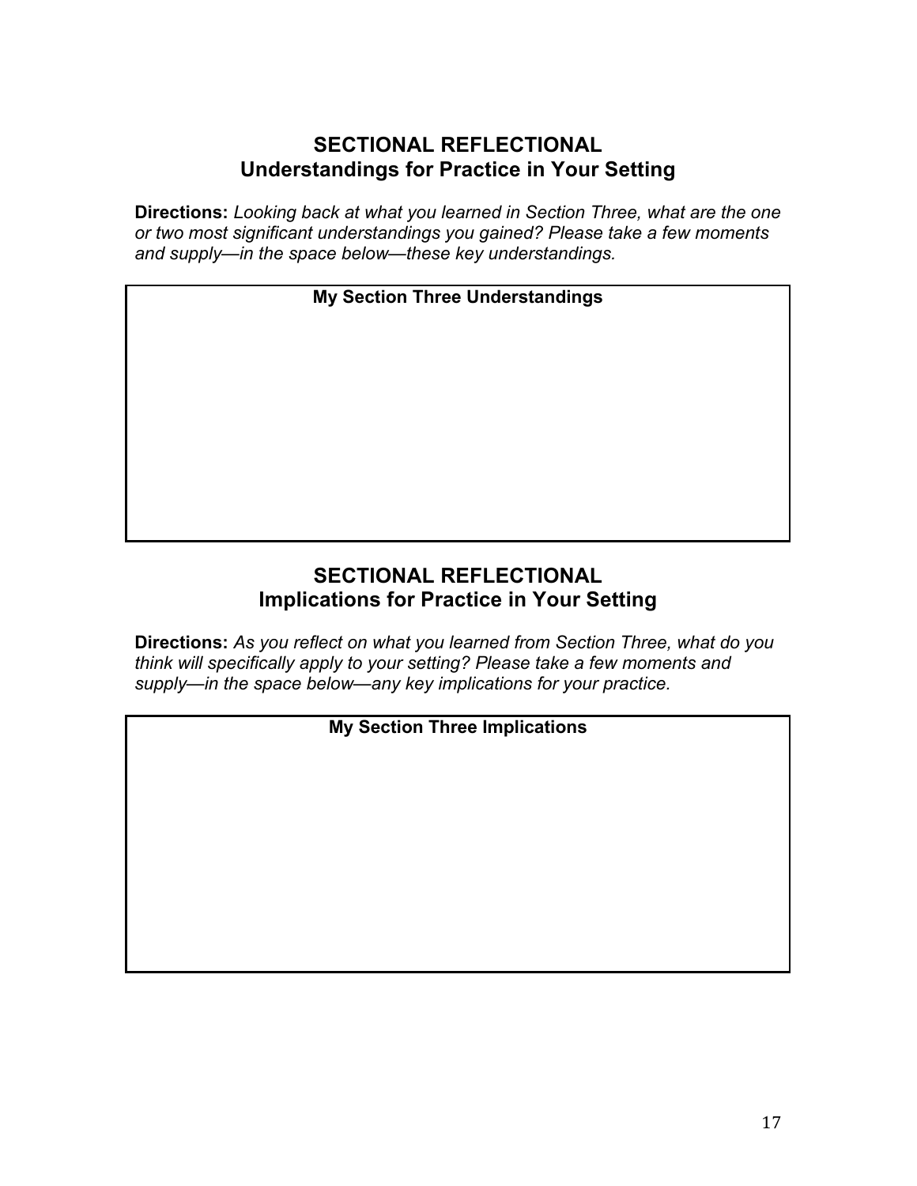## SECTIONAL REFLECTIONAL
## Understandings for Practice in Your Setting

**Directions:** *Looking back at what you learned in Section Three, what are the one or two most significant understandings you gained? Please take a few moments and supply—in the space below—these key understandings.*

| **My Section Three Understandings** |
| --- |
| |

## SECTIONAL REFLECTIONAL
## Implications for Practice in Your Setting

**Directions:** *As you reflect on what you learned from Section Three, what do you think will specifically apply to your setting? Please take a few moments and supply—in the space below—any key implications for your practice.*

| **My Section Three Implications** |
| --- |
| |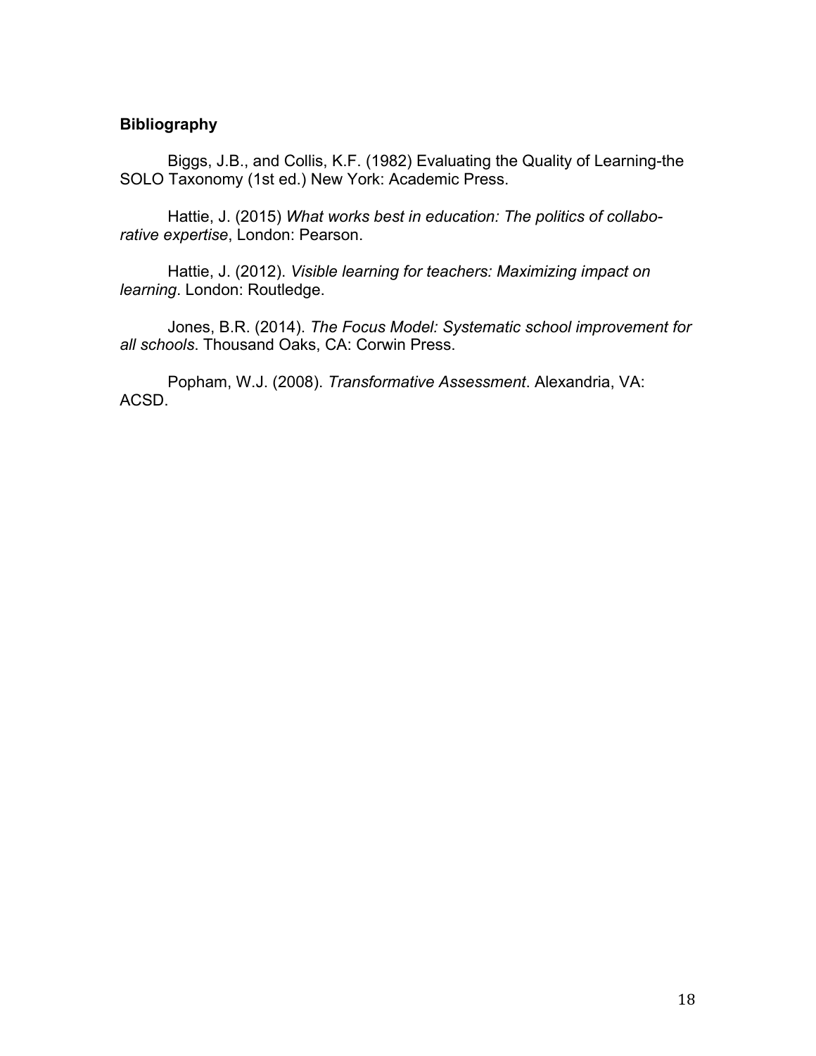**Bibliography**

Biggs, J.B., and Collis, K.F. (1982) Evaluating the Quality of Learning-the SOLO Taxonomy (1st ed.) New York: Academic Press.

Hattie, J. (2015) *What works best in education: The politics of collaborative expertise*, London: Pearson.

Hattie, J. (2012). *Visible learning for teachers: Maximizing impact on learning*. London: Routledge.

Jones, B.R. (2014). *The Focus Model: Systematic school improvement for all schools*. Thousand Oaks, CA: Corwin Press.

Popham, W.J. (2008). *Transformative Assessment*. Alexandria, VA: ACSD.